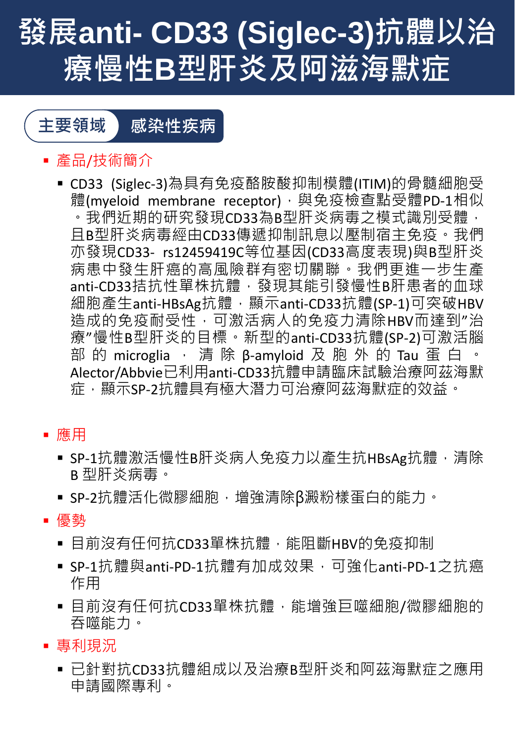# 發展anti- CD33 (Siglec-3)抗體以治療慢性B型肝炎及阿滋海默症

**主要領域** 感染性疾病

- 產品/技術簡介
  - CD33 (Siglec-3)為具有免疫酪胺酸抑制模體(ITIM)的骨髓細胞受體(myeloid membrane receptor)，與免疫檢查點受體PD-1相似。我們近期的研究發現CD33為B型肝炎病毒之模式識別受體，且B型肝炎病毒經由CD33傳遞抑制訊息以壓制宿主免疫。我們亦發現CD33- rs12459419C等位基因(CD33高度表現)與B型肝炎病患中發生肝癌的高風險群有密切關聯。我們更進一步生產anti-CD33拮抗性單株抗體，發現其能引發慢性B肝患者的血球細胞產生anti-HBsAg抗體，顯示anti-CD33抗體(SP-1)可突破HBV造成的免疫耐受性，可激活病人的免疫力清除HBV而達到"治療"慢性B型肝炎的目標。新型的anti-CD33抗體(SP-2)可激活腦部的microglia，清除β-amyloid及胞外的Tau蛋白。Alector/Abbvie已利用anti-CD33抗體申請臨床試驗治療阿茲海默症，顯示SP-2抗體具有極大潛力可治療阿茲海默症的效益。

- 應用
  - SP-1抗體激活慢性B肝炎病人免疫力以產生抗HBsAg抗體，清除B型肝炎病毒。
  - SP-2抗體活化微膠細胞，增強清除β澱粉樣蛋白的能力。

- 優勢
  - 目前沒有任何抗CD33單株抗體，能阻斷HBV的免疫抑制
  - SP-1抗體與anti-PD-1抗體有加成效果，可強化anti-PD-1之抗癌作用
  - 目前沒有任何抗CD33單株抗體，能增強巨噬細胞/微膠細胞的吞噬能力。

- 專利現況
  - 已針對抗CD33抗體組成以及治療B型肝炎和阿茲海默症之應用申請國際專利。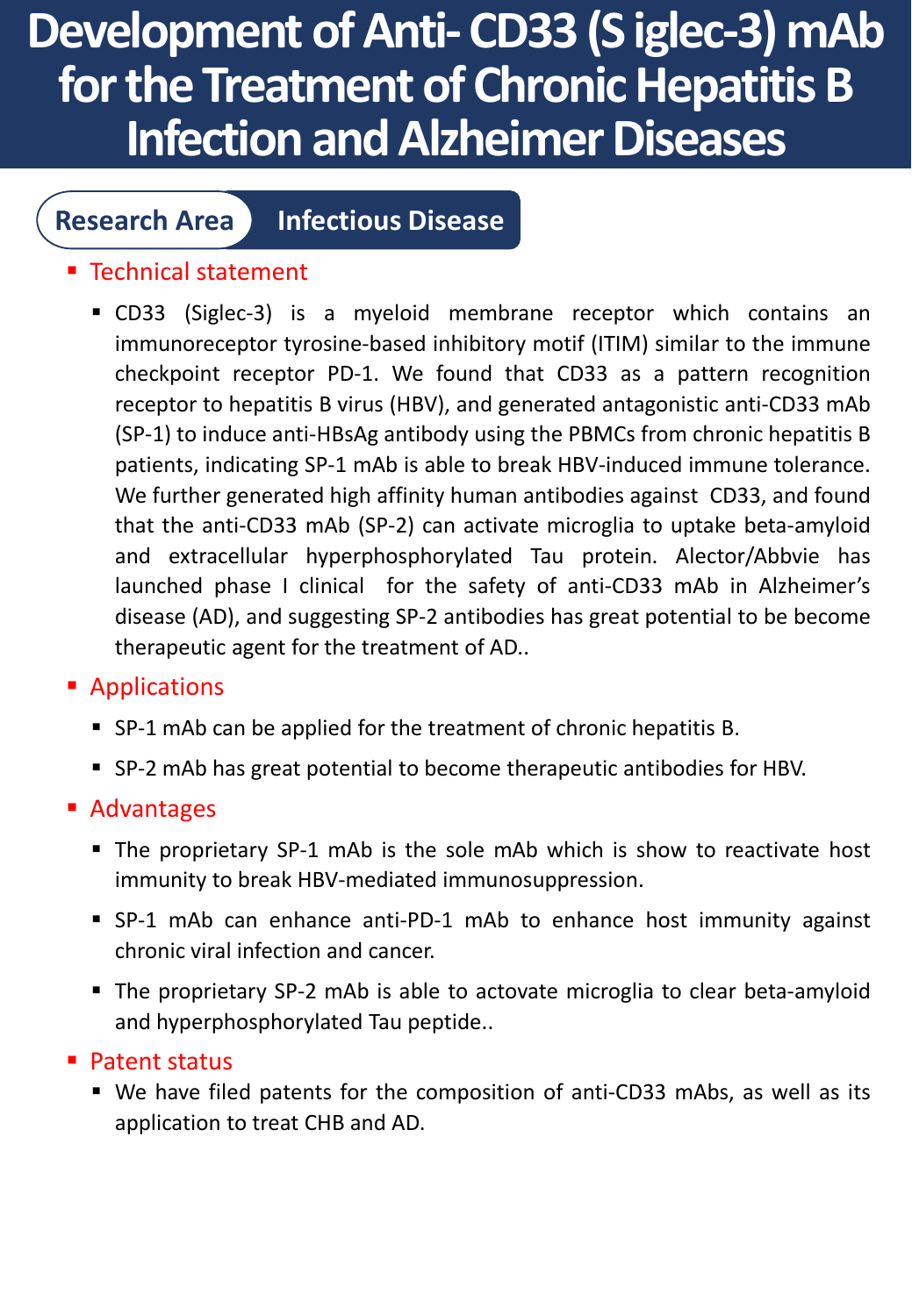# Development of Anti- CD33 (S iglec-3) mAb for the Treatment of Chronic Hepatitis B Infection and Alzheimer Diseases

**Research Area** | **Infectious Disease**

- Technical statement
  - CD33 (Siglec-3) is a myeloid membrane receptor which contains an immunoreceptor tyrosine-based inhibitory motif (ITIM) similar to the immune checkpoint receptor PD-1. We found that CD33 as a pattern recognition receptor to hepatitis B virus (HBV), and generated antagonistic anti-CD33 mAb (SP-1) to induce anti-HBsAg antibody using the PBMCs from chronic hepatitis B patients, indicating SP-1 mAb is able to break HBV-induced immune tolerance. We further generated high affinity human antibodies against CD33, and found that the anti-CD33 mAb (SP-2) can activate microglia to uptake beta-amyloid and extracellular hyperphosphorylated Tau protein. Alector/Abbvie has launched phase I clinical for the safety of anti-CD33 mAb in Alzheimer's disease (AD), and suggesting SP-2 antibodies has great potential to be become therapeutic agent for the treatment of AD..
- Applications
  - SP-1 mAb can be applied for the treatment of chronic hepatitis B.
  - SP-2 mAb has great potential to become therapeutic antibodies for HBV.
- Advantages
  - The proprietary SP-1 mAb is the sole mAb which is show to reactivate host immunity to break HBV-mediated immunosuppression.
  - SP-1 mAb can enhance anti-PD-1 mAb to enhance host immunity against chronic viral infection and cancer.
  - The proprietary SP-2 mAb is able to actovate microglia to clear beta-amyloid and hyperphosphorylated Tau peptide..
- Patent status
  - We have filed patents for the composition of anti-CD33 mAbs, as well as its application to treat CHB and AD.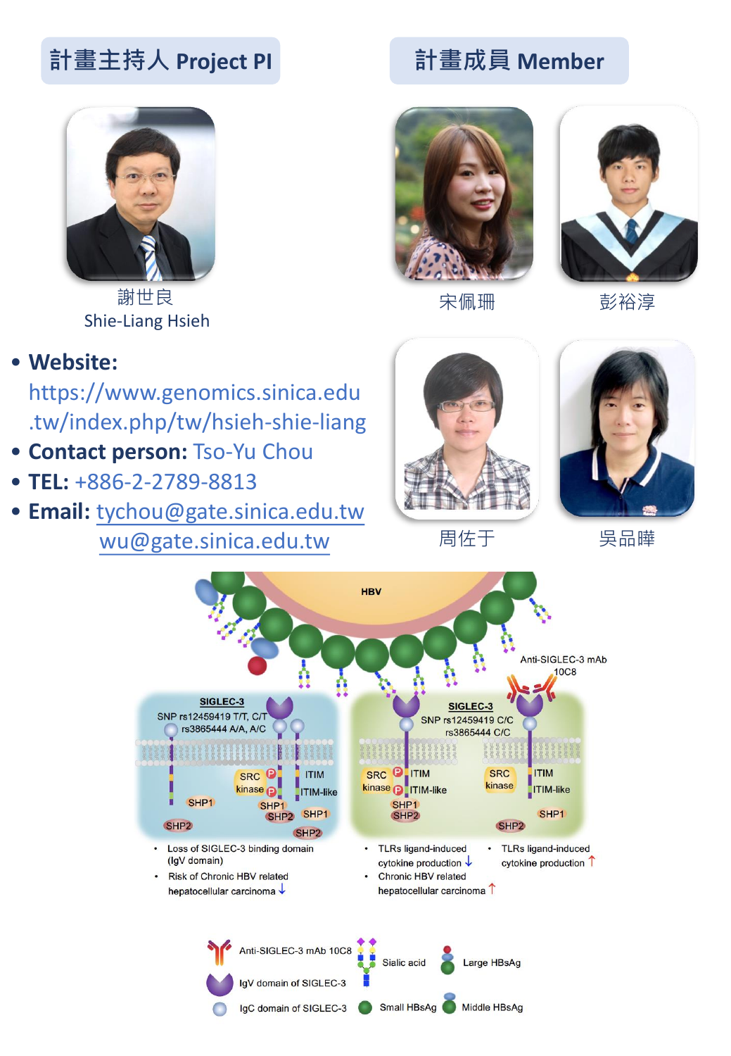## 計畫主持人 Project PI

謝世良
Shie-Liang Hsieh

## 計畫成員 Member

宋佩珊

彭裕淳

周佐于

吳品曄

- **Website:** https://www.genomics.sinica.edu.tw/index.php/tw/hsieh-shie-liang
- **Contact person:** Tso-Yu Chou
- **TEL:** +886-2-2789-8813
- **Email:** tychou@gate.sinica.edu.tw
  wu@gate.sinica.edu.tw

HBV

Anti-SIGLEC-3 mAb 10C8

SIGLEC-3
SNP rs12459419 T/T, C/T
rs3865444 A/A, A/C

SRC kinase
P
P
ITIM
ITIM-like
SHP1
SHP2
SHP1
SHP2
SHP1
SHP2

- Loss of SIGLEC-3 binding domain (IgV domain)
- Risk of Chronic HBV related hepatocellular carcinoma ↓

SIGLEC-3
SNP rs12459419 C/C
rs3865444 C/C

SRC kinase
P
P
ITIM
ITIM-like
SHP1
SHP2

SRC kinase
ITIM
ITIM-like
SHP2
SHP1

- TLRs ligand-induced cytokine production ↓
- Chronic HBV related hepatocellular carcinoma ↑

- TLRs ligand-induced cytokine production ↑

Anti-SIGLEC-3 mAb 10C8
IgV domain of SIGLEC-3
IgC domain of SIGLEC-3
Sialic acid
Small HBsAg
Large HBsAg
Middle HBsAg